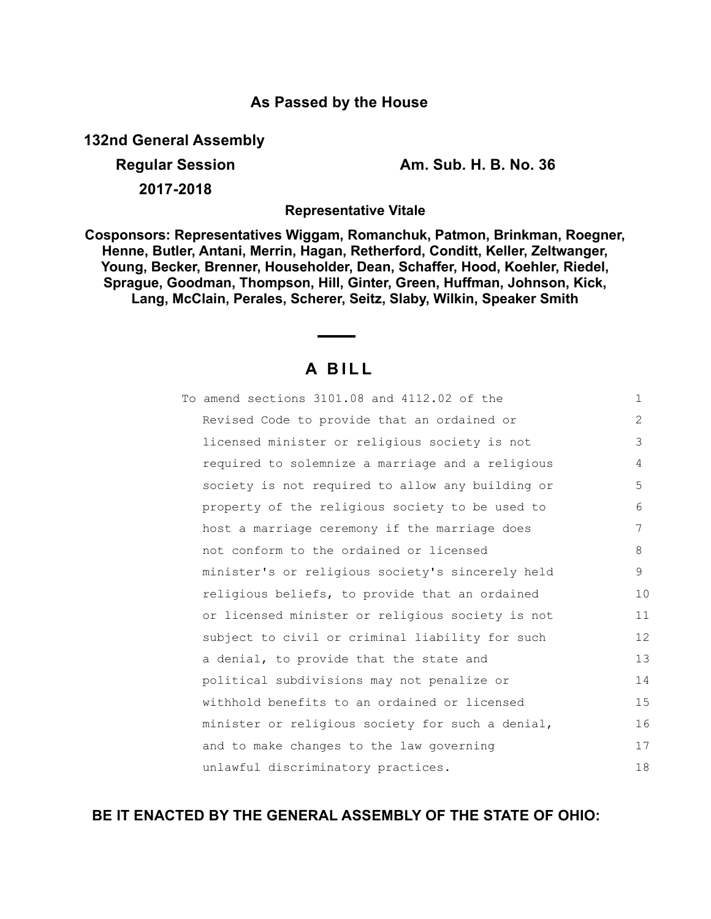**As Passed by the House**

**132nd General Assembly**

**Regular Session**

**2017-2018**

**Am. Sub. H. B. No. 36**

**Representative Vitale**

**Cosponsors: Representatives Wiggam, Romanchuk, Patmon, Brinkman, Roegner, Henne, Butler, Antani, Merrin, Hagan, Retherford, Conditt, Keller, Zeltwanger, Young, Becker, Brenner, Householder, Dean, Schaffer, Hood, Koehler, Riedel, Sprague, Goodman, Thompson, Hill, Ginter, Green, Huffman, Johnson, Kick, Lang, McClain, Perales, Scherer, Seitz, Slaby, Wilkin, Speaker Smith**

# A BILL

To amend sections 3101.08 and 4112.02 of the Revised Code to provide that an ordained or licensed minister or religious society is not required to solemnize a marriage and a religious society is not required to allow any building or property of the religious society to be used to host a marriage ceremony if the marriage does not conform to the ordained or licensed minister's or religious society's sincerely held religious beliefs, to provide that an ordained or licensed minister or religious society is not subject to civil or criminal liability for such a denial, to provide that the state and political subdivisions may not penalize or withhold benefits to an ordained or licensed minister or religious society for such a denial, and to make changes to the law governing unlawful discriminatory practices.

**BE IT ENACTED BY THE GENERAL ASSEMBLY OF THE STATE OF OHIO:**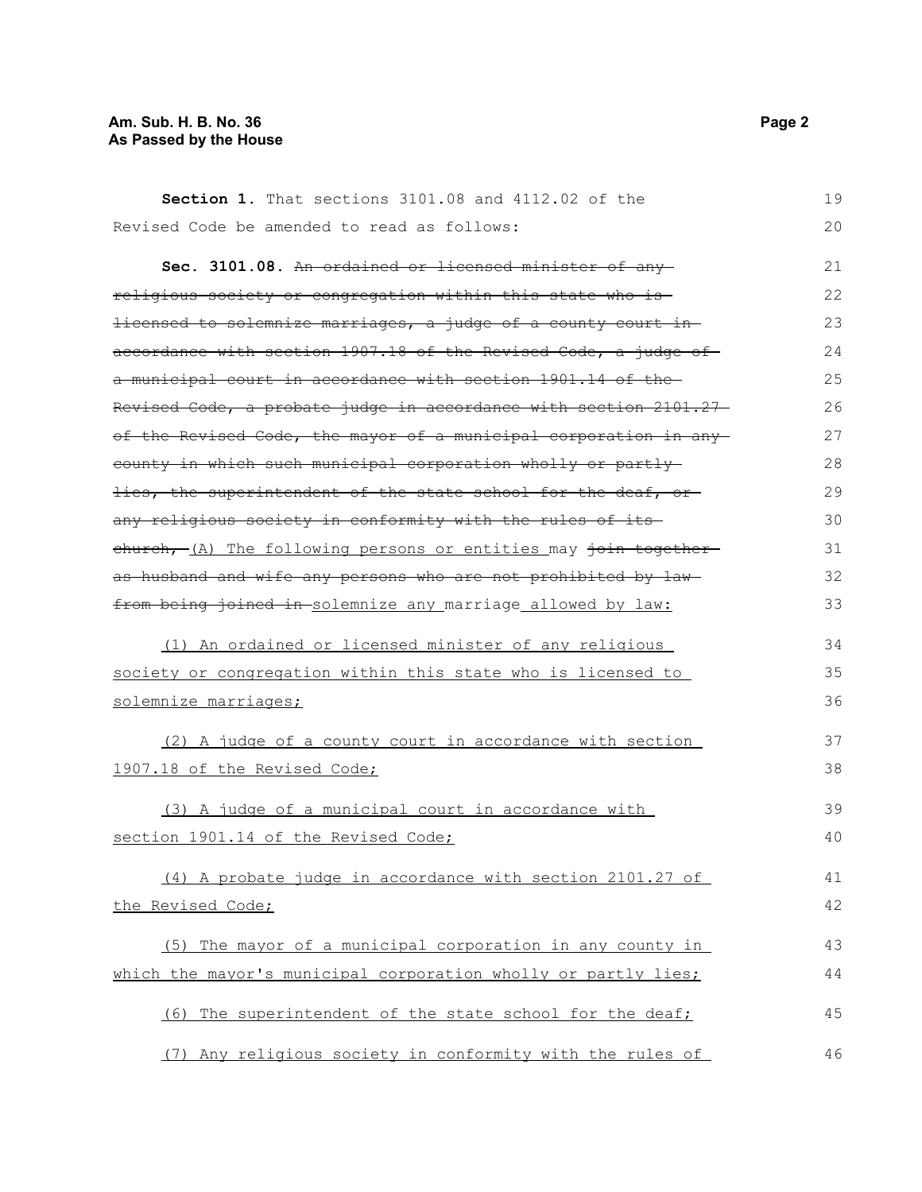**Section 1.** That sections 3101.08 and 4112.02 of the Revised Code be amended to read as follows:

**Sec. 3101.08.** ~~An ordained or licensed minister of any religious society or congregation within this state who is licensed to solemnize marriages, a judge of a county court in accordance with section 1907.18 of the Revised Code, a judge of a municipal court in accordance with section 1901.14 of the Revised Code, a probate judge in accordance with section 2101.27 of the Revised Code, the mayor of a municipal corporation in any county in which such municipal corporation wholly or partly lies, the superintendent of the state school for the deaf, or any religious society in conformity with the rules of its church,~~ (A) The following persons or entities may ~~join together as husband and wife any persons who are not prohibited by law from being joined in~~ solemnize any marriage allowed by law:

(1) An ordained or licensed minister of any religious society or congregation within this state who is licensed to solemnize marriages;

(2) A judge of a county court in accordance with section 1907.18 of the Revised Code;

(3) A judge of a municipal court in accordance with section 1901.14 of the Revised Code;

(4) A probate judge in accordance with section 2101.27 of the Revised Code;

(5) The mayor of a municipal corporation in any county in which the mayor's municipal corporation wholly or partly lies;

(6) The superintendent of the state school for the deaf;

(7) Any religious society in conformity with the rules of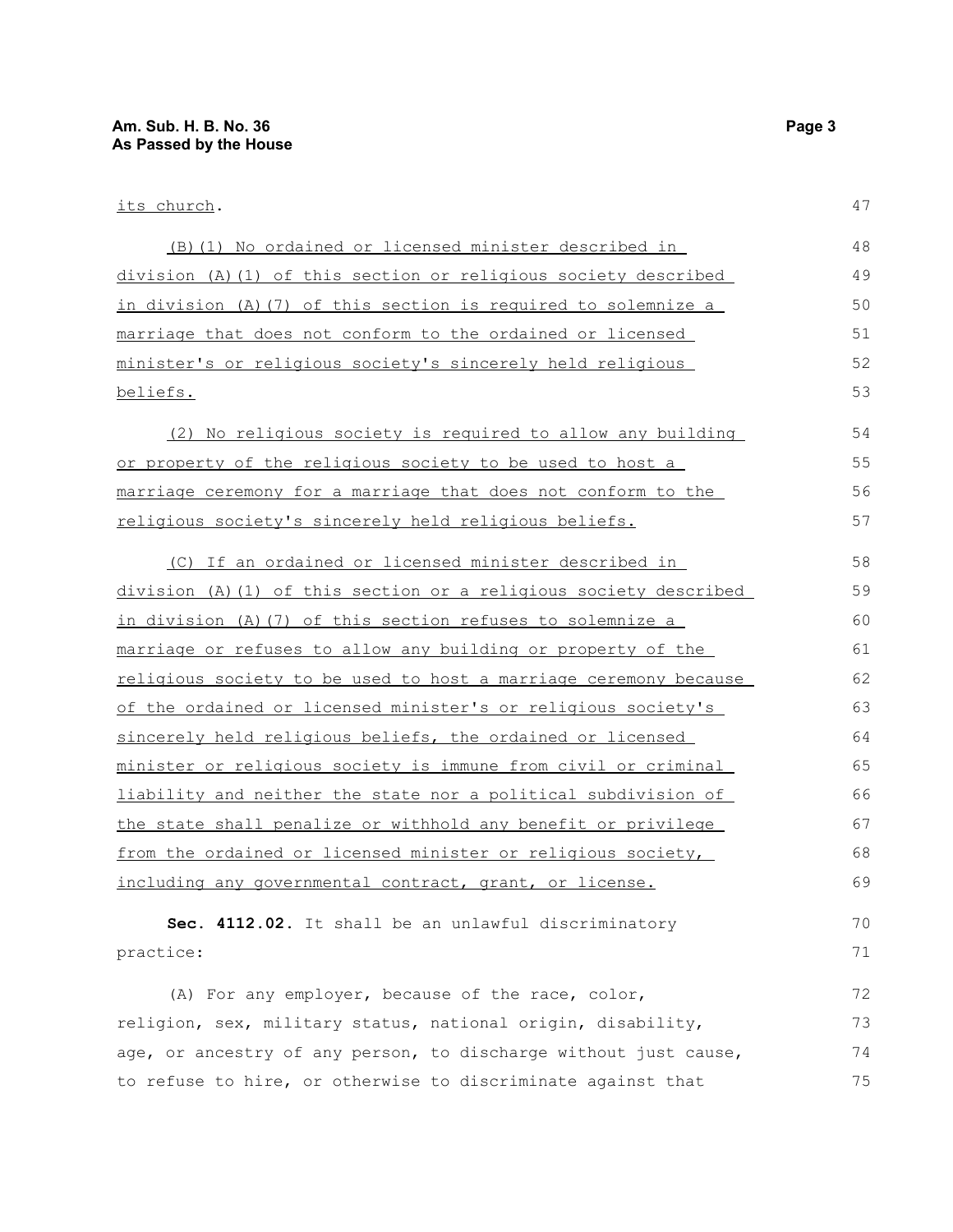its church.

(B)(1) No ordained or licensed minister described in division (A)(1) of this section or religious society described in division (A)(7) of this section is required to solemnize a marriage that does not conform to the ordained or licensed minister's or religious society's sincerely held religious beliefs.

(2) No religious society is required to allow any building or property of the religious society to be used to host a marriage ceremony for a marriage that does not conform to the religious society's sincerely held religious beliefs.

(C) If an ordained or licensed minister described in division (A)(1) of this section or a religious society described in division (A)(7) of this section refuses to solemnize a marriage or refuses to allow any building or property of the religious society to be used to host a marriage ceremony because of the ordained or licensed minister's or religious society's sincerely held religious beliefs, the ordained or licensed minister or religious society is immune from civil or criminal liability and neither the state nor a political subdivision of the state shall penalize or withhold any benefit or privilege from the ordained or licensed minister or religious society, including any governmental contract, grant, or license.

**Sec. 4112.02.** It shall be an unlawful discriminatory practice:

(A) For any employer, because of the race, color, religion, sex, military status, national origin, disability, age, or ancestry of any person, to discharge without just cause, to refuse to hire, or otherwise to discriminate against that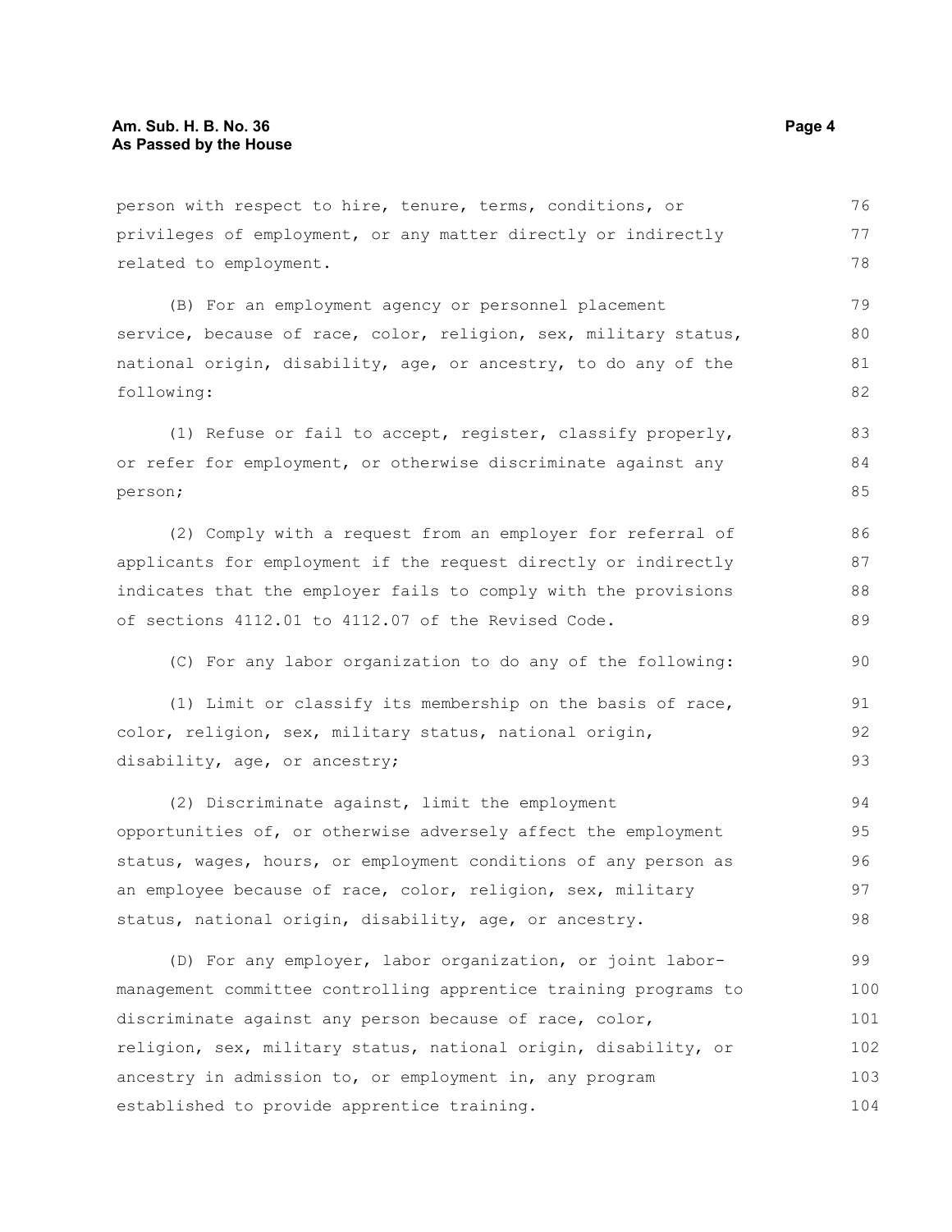person with respect to hire, tenure, terms, conditions, or privileges of employment, or any matter directly or indirectly related to employment.

(B) For an employment agency or personnel placement service, because of race, color, religion, sex, military status, national origin, disability, age, or ancestry, to do any of the following:

(1) Refuse or fail to accept, register, classify properly, or refer for employment, or otherwise discriminate against any person;

(2) Comply with a request from an employer for referral of applicants for employment if the request directly or indirectly indicates that the employer fails to comply with the provisions of sections 4112.01 to 4112.07 of the Revised Code.

(C) For any labor organization to do any of the following:

(1) Limit or classify its membership on the basis of race, color, religion, sex, military status, national origin, disability, age, or ancestry;

(2) Discriminate against, limit the employment opportunities of, or otherwise adversely affect the employment status, wages, hours, or employment conditions of any person as an employee because of race, color, religion, sex, military status, national origin, disability, age, or ancestry.

(D) For any employer, labor organization, or joint labor-management committee controlling apprentice training programs to discriminate against any person because of race, color, religion, sex, military status, national origin, disability, or ancestry in admission to, or employment in, any program established to provide apprentice training.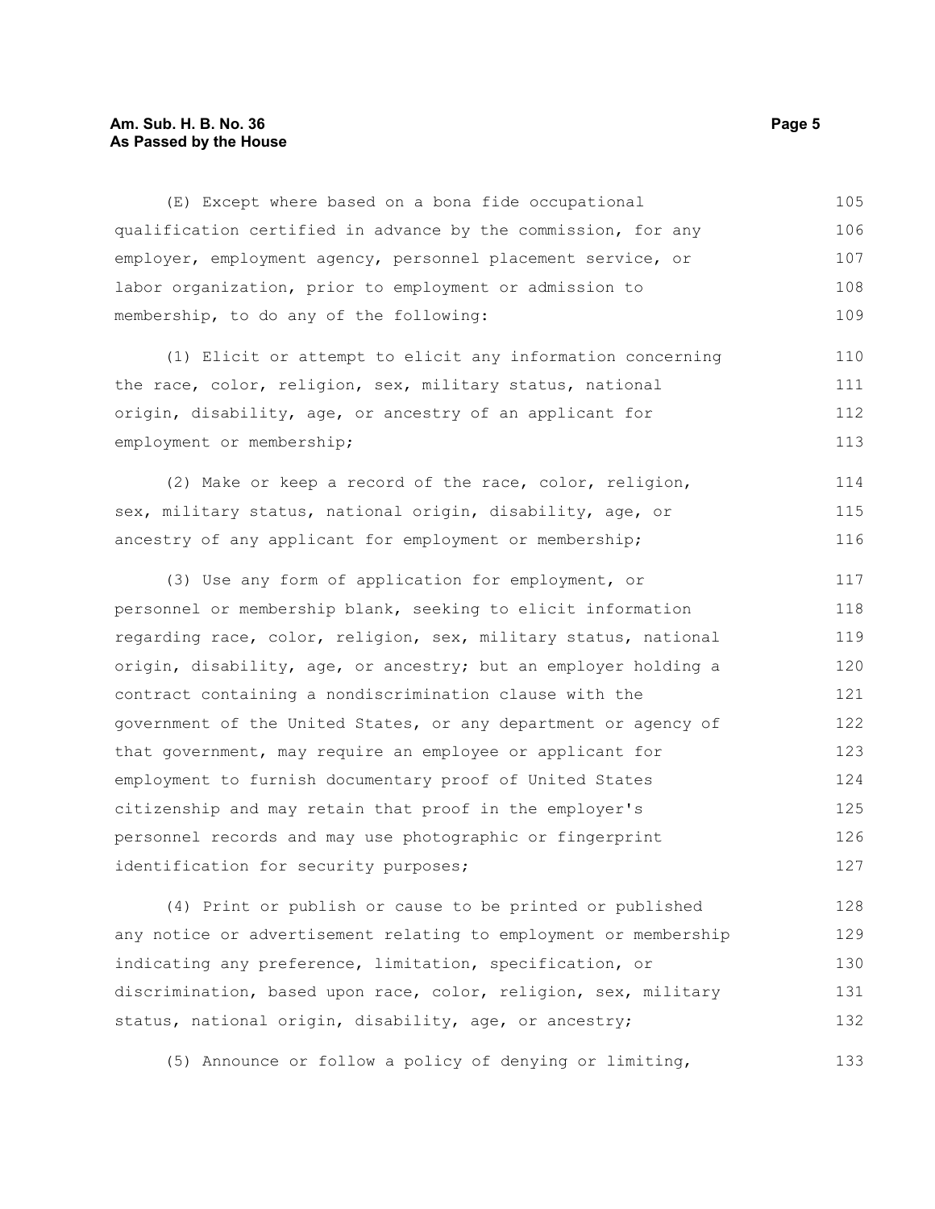(E) Except where based on a bona fide occupational qualification certified in advance by the commission, for any employer, employment agency, personnel placement service, or labor organization, prior to employment or admission to membership, to do any of the following:

(1) Elicit or attempt to elicit any information concerning the race, color, religion, sex, military status, national origin, disability, age, or ancestry of an applicant for employment or membership;

(2) Make or keep a record of the race, color, religion, sex, military status, national origin, disability, age, or ancestry of any applicant for employment or membership;

(3) Use any form of application for employment, or personnel or membership blank, seeking to elicit information regarding race, color, religion, sex, military status, national origin, disability, age, or ancestry; but an employer holding a contract containing a nondiscrimination clause with the government of the United States, or any department or agency of that government, may require an employee or applicant for employment to furnish documentary proof of United States citizenship and may retain that proof in the employer's personnel records and may use photographic or fingerprint identification for security purposes;

(4) Print or publish or cause to be printed or published any notice or advertisement relating to employment or membership indicating any preference, limitation, specification, or discrimination, based upon race, color, religion, sex, military status, national origin, disability, age, or ancestry;

(5) Announce or follow a policy of denying or limiting,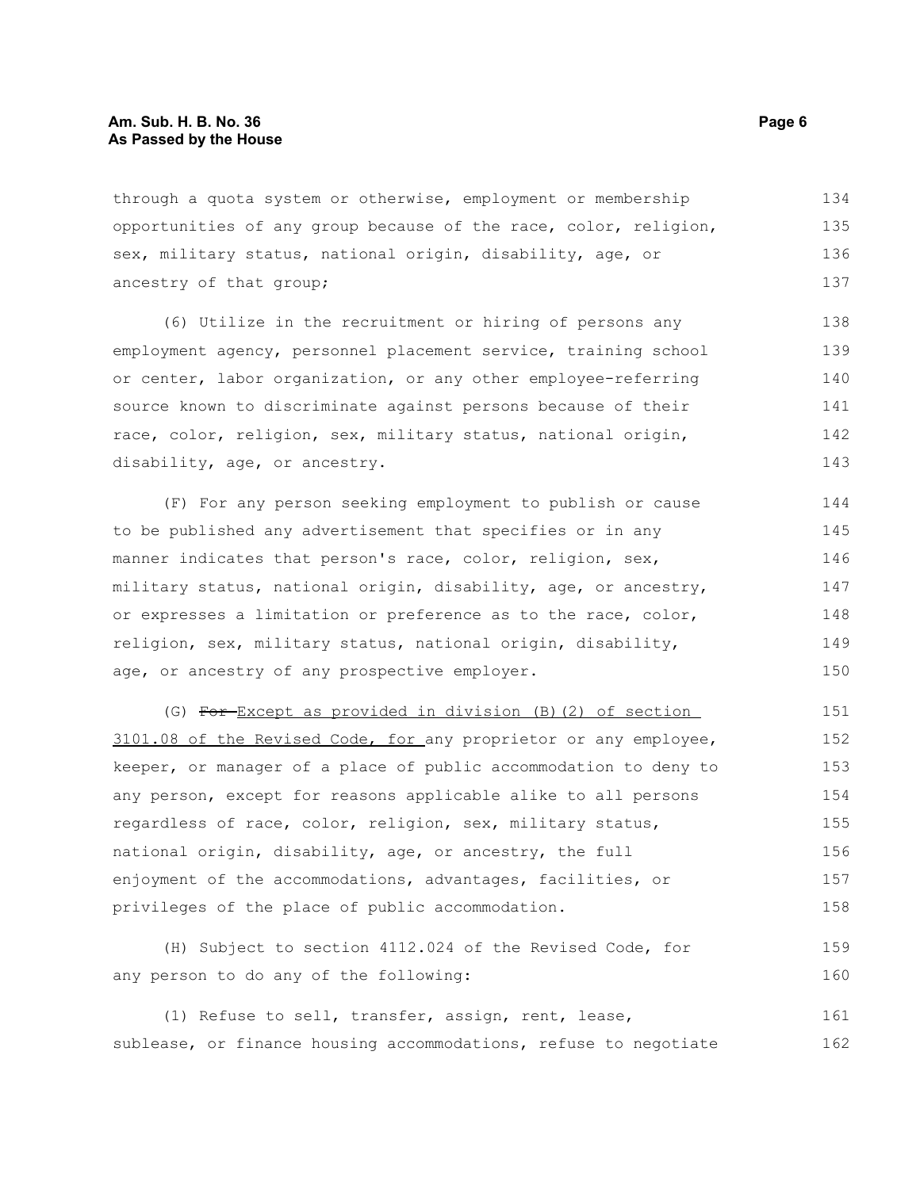through a quota system or otherwise, employment or membership opportunities of any group because of the race, color, religion, sex, military status, national origin, disability, age, or ancestry of that group;

(6) Utilize in the recruitment or hiring of persons any employment agency, personnel placement service, training school or center, labor organization, or any other employee-referring source known to discriminate against persons because of their race, color, religion, sex, military status, national origin, disability, age, or ancestry.

(F) For any person seeking employment to publish or cause to be published any advertisement that specifies or in any manner indicates that person's race, color, religion, sex, military status, national origin, disability, age, or ancestry, or expresses a limitation or preference as to the race, color, religion, sex, military status, national origin, disability, age, or ancestry of any prospective employer.

(G) ~~For~~ <u>Except as provided in division (B)(2) of section 3101.08 of the Revised Code, for</u> any proprietor or any employee, keeper, or manager of a place of public accommodation to deny to any person, except for reasons applicable alike to all persons regardless of race, color, religion, sex, military status, national origin, disability, age, or ancestry, the full enjoyment of the accommodations, advantages, facilities, or privileges of the place of public accommodation.

(H) Subject to section 4112.024 of the Revised Code, for any person to do any of the following:

(1) Refuse to sell, transfer, assign, rent, lease, sublease, or finance housing accommodations, refuse to negotiate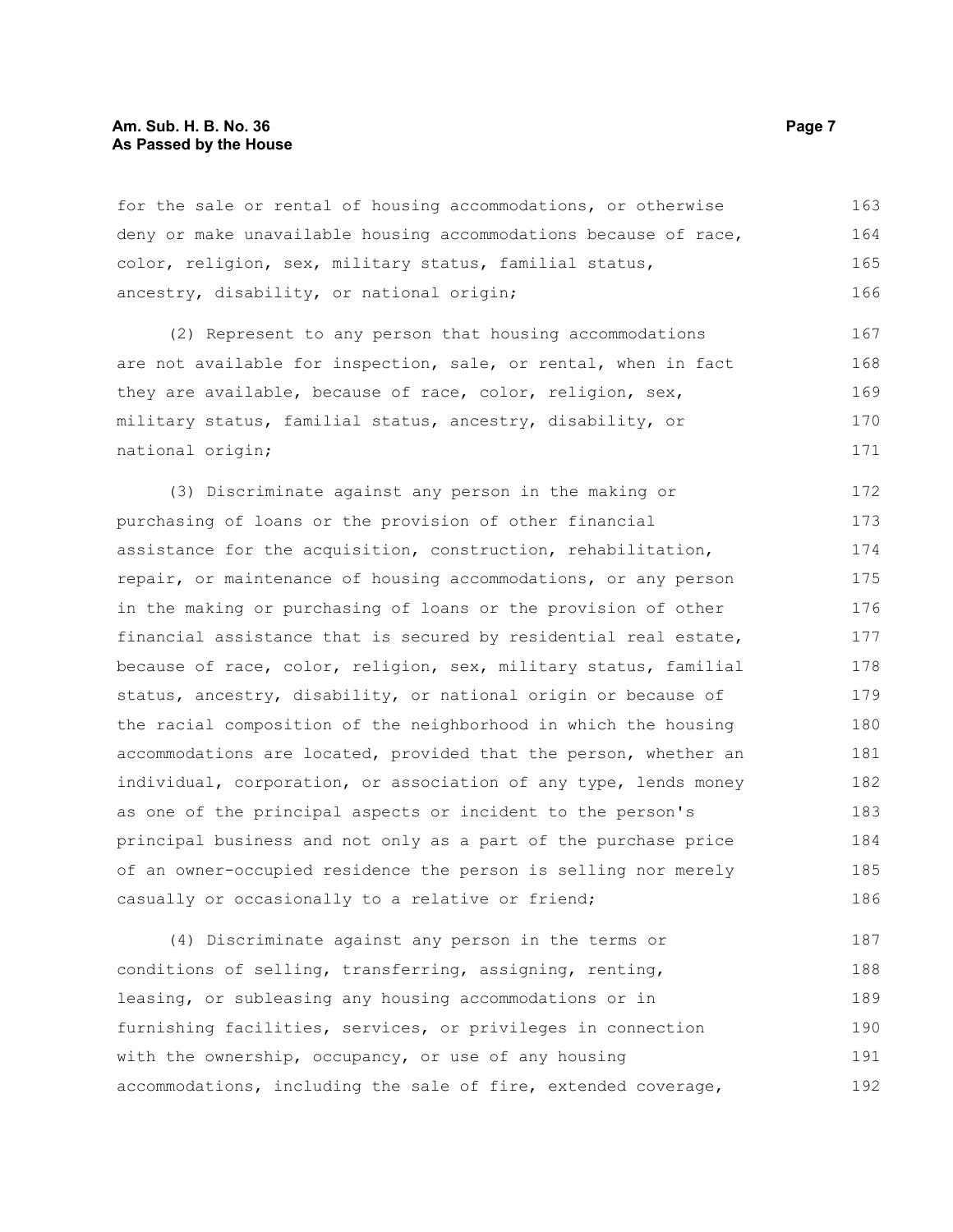for the sale or rental of housing accommodations, or otherwise deny or make unavailable housing accommodations because of race, color, religion, sex, military status, familial status, ancestry, disability, or national origin;

(2) Represent to any person that housing accommodations are not available for inspection, sale, or rental, when in fact they are available, because of race, color, religion, sex, military status, familial status, ancestry, disability, or national origin;

(3) Discriminate against any person in the making or purchasing of loans or the provision of other financial assistance for the acquisition, construction, rehabilitation, repair, or maintenance of housing accommodations, or any person in the making or purchasing of loans or the provision of other financial assistance that is secured by residential real estate, because of race, color, religion, sex, military status, familial status, ancestry, disability, or national origin or because of the racial composition of the neighborhood in which the housing accommodations are located, provided that the person, whether an individual, corporation, or association of any type, lends money as one of the principal aspects or incident to the person's principal business and not only as a part of the purchase price of an owner-occupied residence the person is selling nor merely casually or occasionally to a relative or friend;

(4) Discriminate against any person in the terms or conditions of selling, transferring, assigning, renting, leasing, or subleasing any housing accommodations or in furnishing facilities, services, or privileges in connection with the ownership, occupancy, or use of any housing accommodations, including the sale of fire, extended coverage,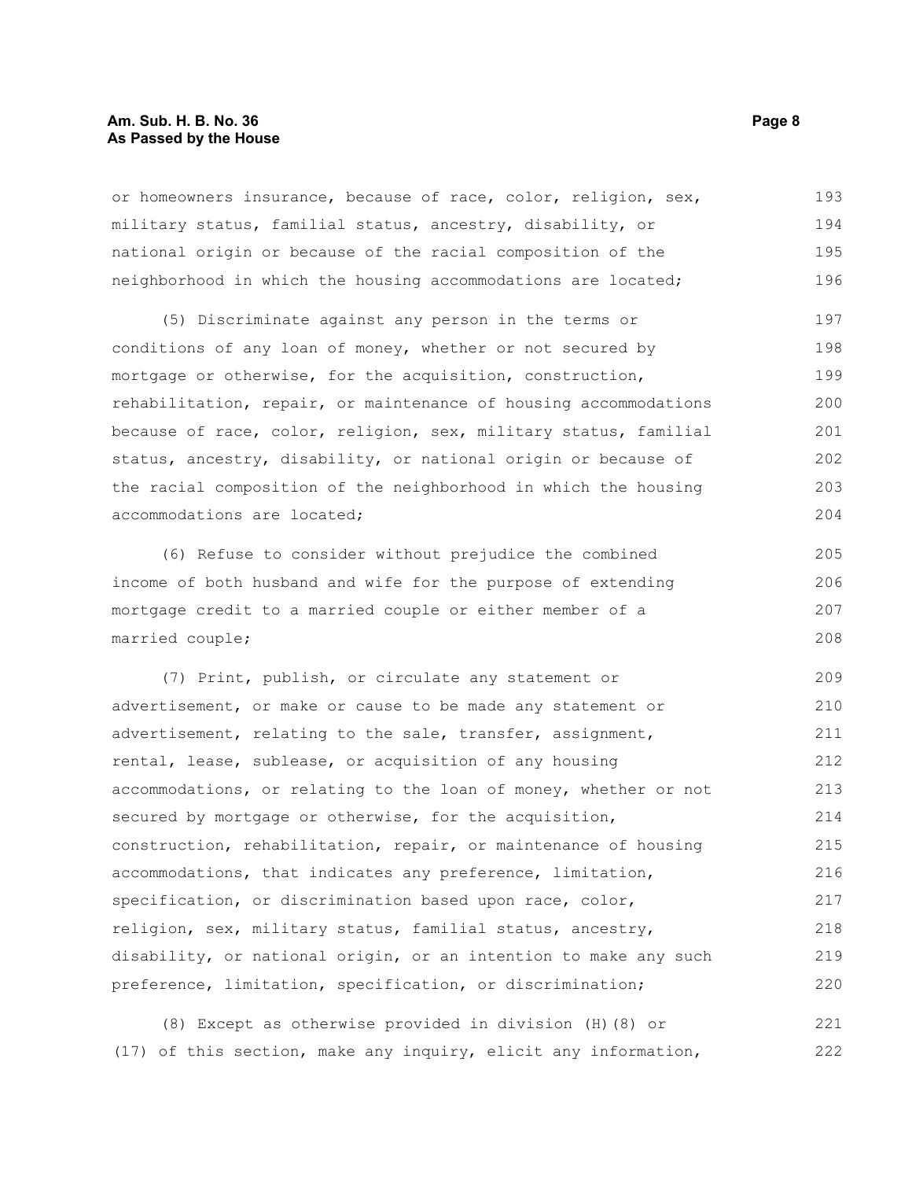or homeowners insurance, because of race, color, religion, sex, military status, familial status, ancestry, disability, or national origin or because of the racial composition of the neighborhood in which the housing accommodations are located;

(5) Discriminate against any person in the terms or conditions of any loan of money, whether or not secured by mortgage or otherwise, for the acquisition, construction, rehabilitation, repair, or maintenance of housing accommodations because of race, color, religion, sex, military status, familial status, ancestry, disability, or national origin or because of the racial composition of the neighborhood in which the housing accommodations are located;

(6) Refuse to consider without prejudice the combined income of both husband and wife for the purpose of extending mortgage credit to a married couple or either member of a married couple;

(7) Print, publish, or circulate any statement or advertisement, or make or cause to be made any statement or advertisement, relating to the sale, transfer, assignment, rental, lease, sublease, or acquisition of any housing accommodations, or relating to the loan of money, whether or not secured by mortgage or otherwise, for the acquisition, construction, rehabilitation, repair, or maintenance of housing accommodations, that indicates any preference, limitation, specification, or discrimination based upon race, color, religion, sex, military status, familial status, ancestry, disability, or national origin, or an intention to make any such preference, limitation, specification, or discrimination;

(8) Except as otherwise provided in division (H)(8) or (17) of this section, make any inquiry, elicit any information,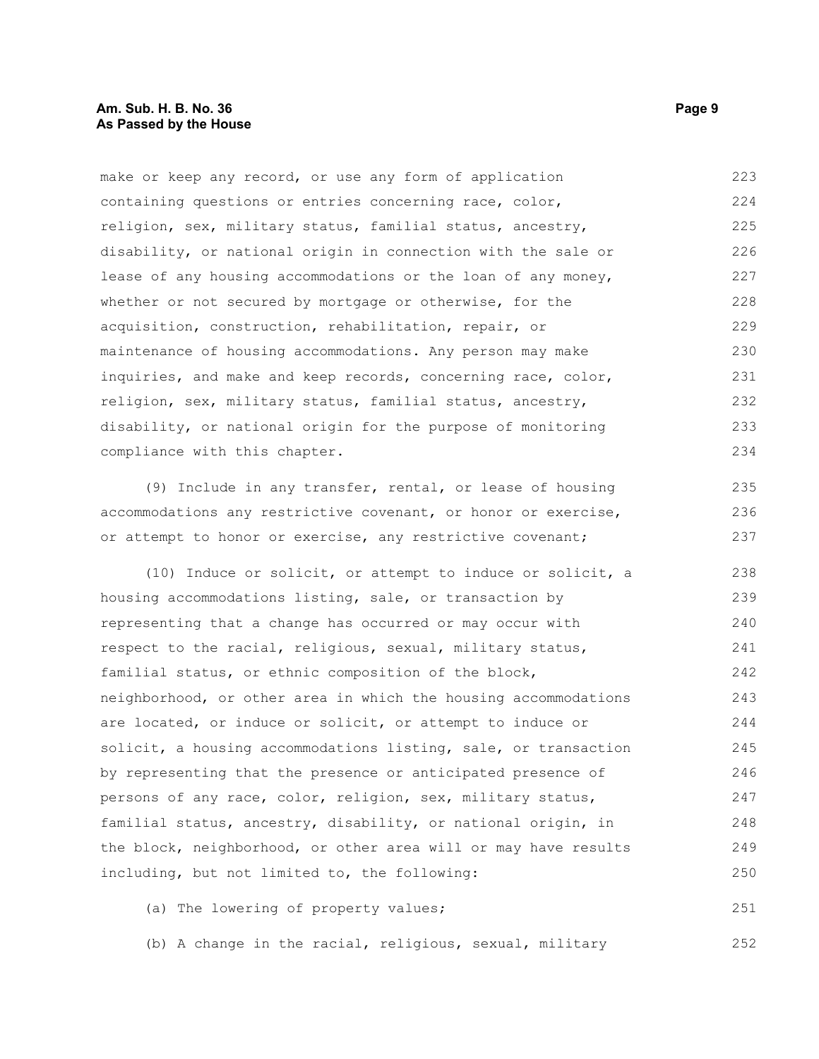make or keep any record, or use any form of application containing questions or entries concerning race, color, religion, sex, military status, familial status, ancestry, disability, or national origin in connection with the sale or lease of any housing accommodations or the loan of any money, whether or not secured by mortgage or otherwise, for the acquisition, construction, rehabilitation, repair, or maintenance of housing accommodations. Any person may make inquiries, and make and keep records, concerning race, color, religion, sex, military status, familial status, ancestry, disability, or national origin for the purpose of monitoring compliance with this chapter.

(9) Include in any transfer, rental, or lease of housing accommodations any restrictive covenant, or honor or exercise, or attempt to honor or exercise, any restrictive covenant;

(10) Induce or solicit, or attempt to induce or solicit, a housing accommodations listing, sale, or transaction by representing that a change has occurred or may occur with respect to the racial, religious, sexual, military status, familial status, or ethnic composition of the block, neighborhood, or other area in which the housing accommodations are located, or induce or solicit, or attempt to induce or solicit, a housing accommodations listing, sale, or transaction by representing that the presence or anticipated presence of persons of any race, color, religion, sex, military status, familial status, ancestry, disability, or national origin, in the block, neighborhood, or other area will or may have results including, but not limited to, the following:

(a) The lowering of property values;

(b) A change in the racial, religious, sexual, military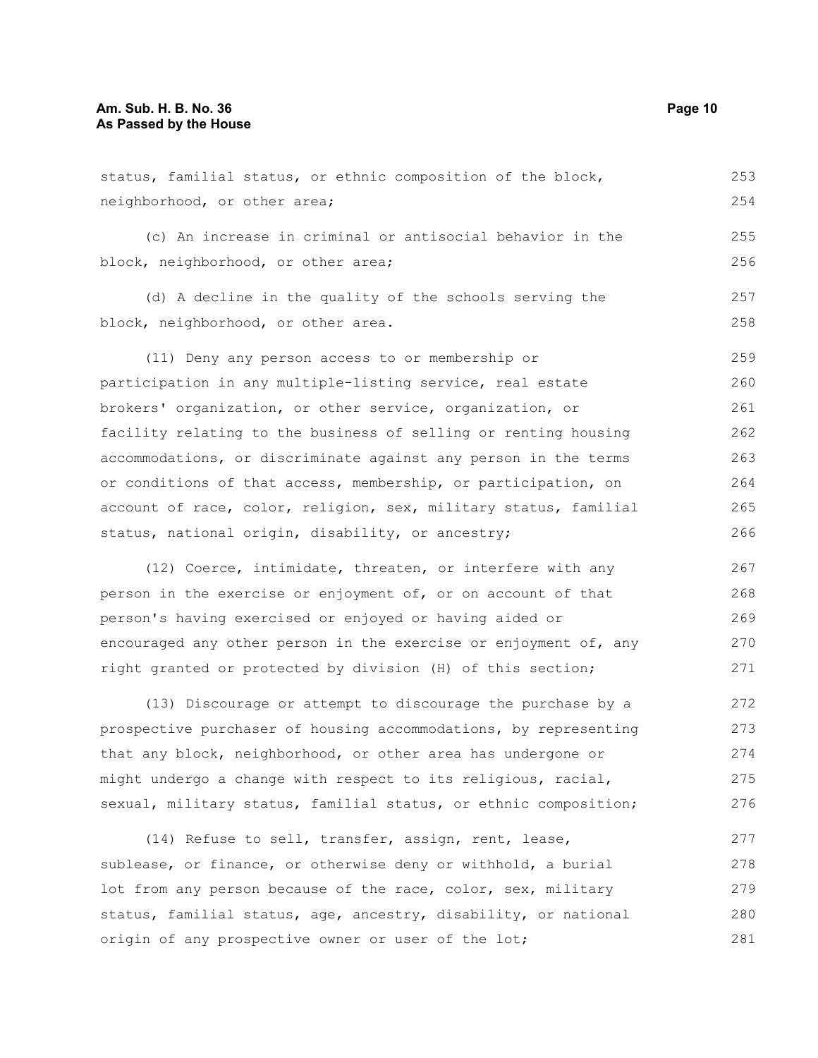status, familial status, or ethnic composition of the block, neighborhood, or other area;

(c) An increase in criminal or antisocial behavior in the block, neighborhood, or other area;

(d) A decline in the quality of the schools serving the block, neighborhood, or other area.

(11) Deny any person access to or membership or participation in any multiple-listing service, real estate brokers' organization, or other service, organization, or facility relating to the business of selling or renting housing accommodations, or discriminate against any person in the terms or conditions of that access, membership, or participation, on account of race, color, religion, sex, military status, familial status, national origin, disability, or ancestry;

(12) Coerce, intimidate, threaten, or interfere with any person in the exercise or enjoyment of, or on account of that person's having exercised or enjoyed or having aided or encouraged any other person in the exercise or enjoyment of, any right granted or protected by division (H) of this section;

(13) Discourage or attempt to discourage the purchase by a prospective purchaser of housing accommodations, by representing that any block, neighborhood, or other area has undergone or might undergo a change with respect to its religious, racial, sexual, military status, familial status, or ethnic composition;

(14) Refuse to sell, transfer, assign, rent, lease, sublease, or finance, or otherwise deny or withhold, a burial lot from any person because of the race, color, sex, military status, familial status, age, ancestry, disability, or national origin of any prospective owner or user of the lot;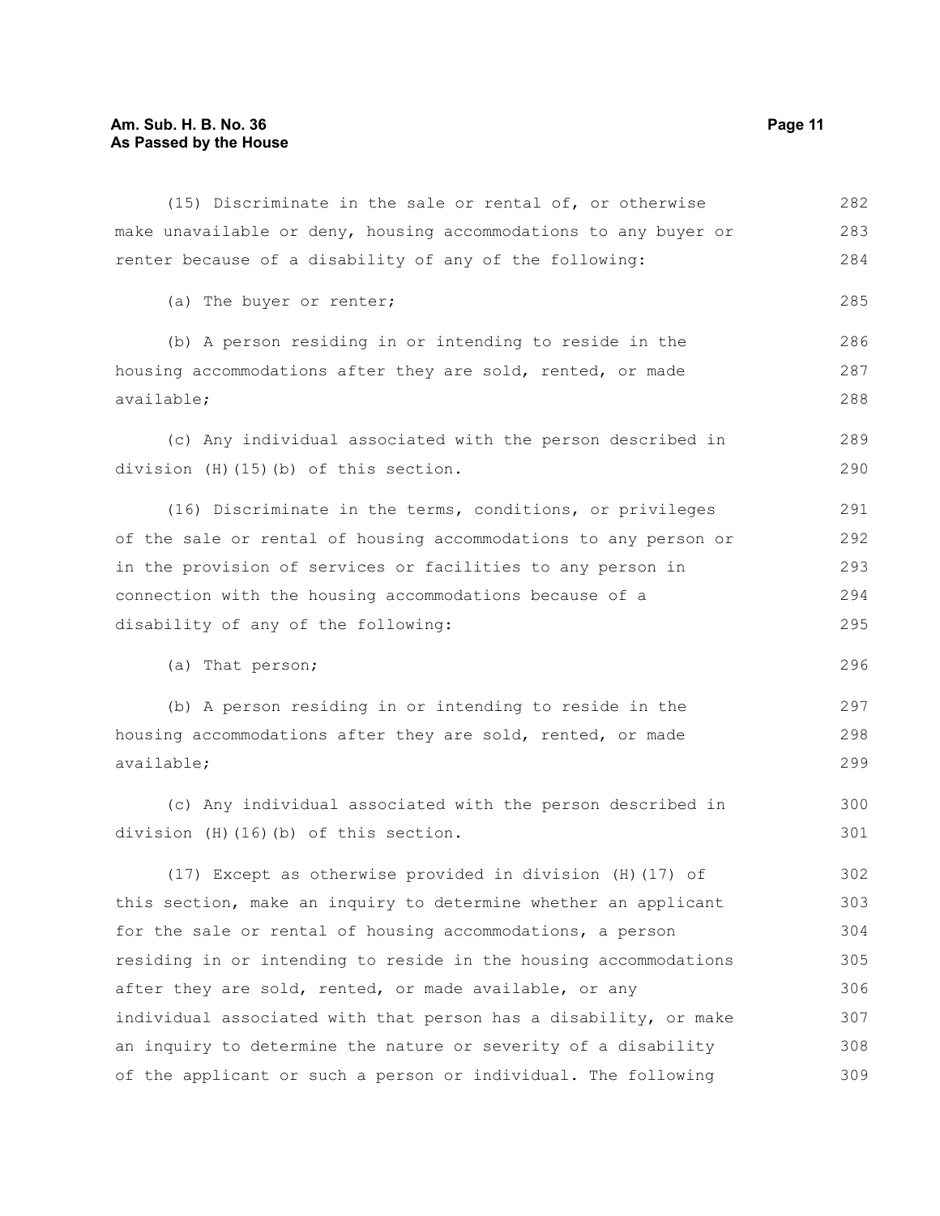(15) Discriminate in the sale or rental of, or otherwise make unavailable or deny, housing accommodations to any buyer or renter because of a disability of any of the following:

(a) The buyer or renter;

(b) A person residing in or intending to reside in the housing accommodations after they are sold, rented, or made available;

(c) Any individual associated with the person described in division (H)(15)(b) of this section.

(16) Discriminate in the terms, conditions, or privileges of the sale or rental of housing accommodations to any person or in the provision of services or facilities to any person in connection with the housing accommodations because of a disability of any of the following:

(a) That person;

(b) A person residing in or intending to reside in the housing accommodations after they are sold, rented, or made available;

(c) Any individual associated with the person described in division (H)(16)(b) of this section.

(17) Except as otherwise provided in division (H)(17) of this section, make an inquiry to determine whether an applicant for the sale or rental of housing accommodations, a person residing in or intending to reside in the housing accommodations after they are sold, rented, or made available, or any individual associated with that person has a disability, or make an inquiry to determine the nature or severity of a disability of the applicant or such a person or individual. The following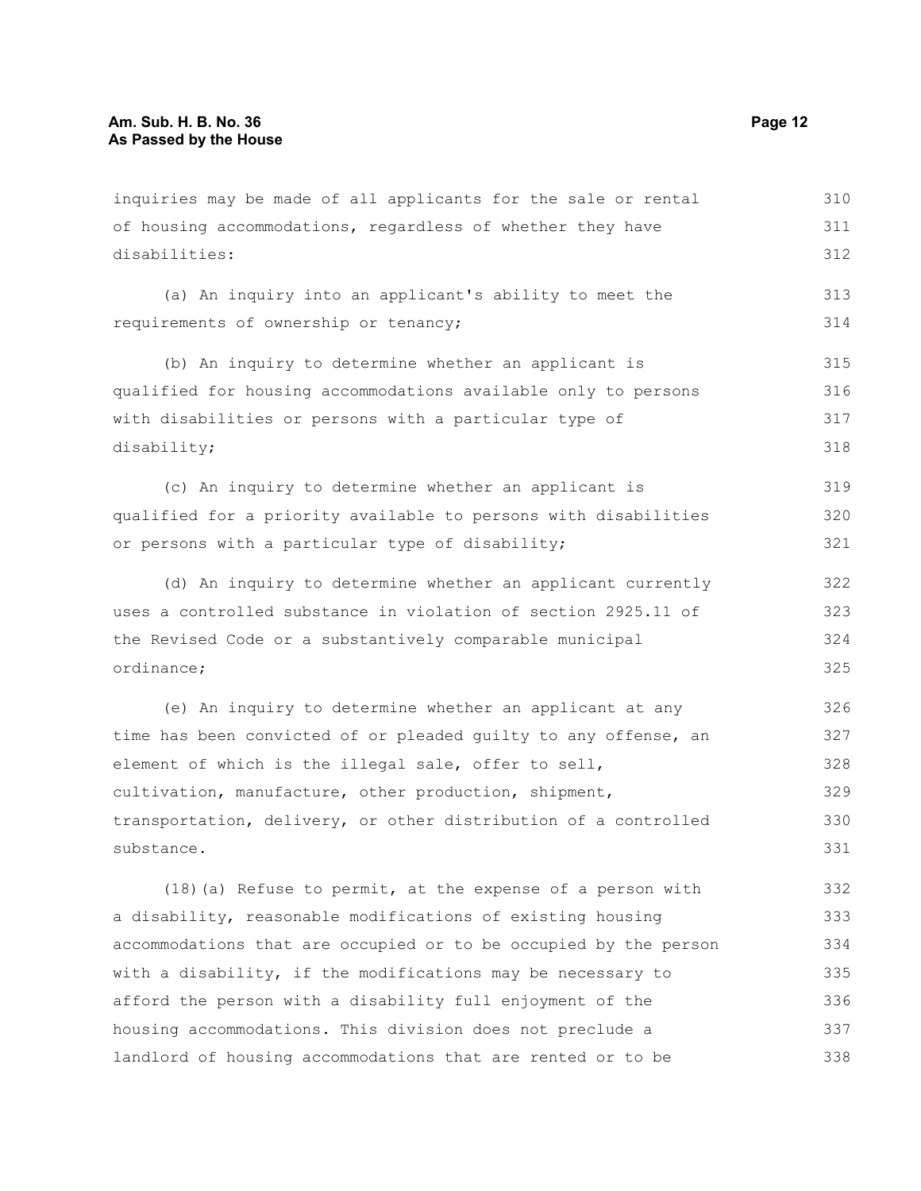inquiries may be made of all applicants for the sale or rental of housing accommodations, regardless of whether they have disabilities:

(a) An inquiry into an applicant's ability to meet the requirements of ownership or tenancy;

(b) An inquiry to determine whether an applicant is qualified for housing accommodations available only to persons with disabilities or persons with a particular type of disability;

(c) An inquiry to determine whether an applicant is qualified for a priority available to persons with disabilities or persons with a particular type of disability;

(d) An inquiry to determine whether an applicant currently uses a controlled substance in violation of section 2925.11 of the Revised Code or a substantively comparable municipal ordinance;

(e) An inquiry to determine whether an applicant at any time has been convicted of or pleaded guilty to any offense, an element of which is the illegal sale, offer to sell, cultivation, manufacture, other production, shipment, transportation, delivery, or other distribution of a controlled substance.

(18)(a) Refuse to permit, at the expense of a person with a disability, reasonable modifications of existing housing accommodations that are occupied or to be occupied by the person with a disability, if the modifications may be necessary to afford the person with a disability full enjoyment of the housing accommodations. This division does not preclude a landlord of housing accommodations that are rented or to be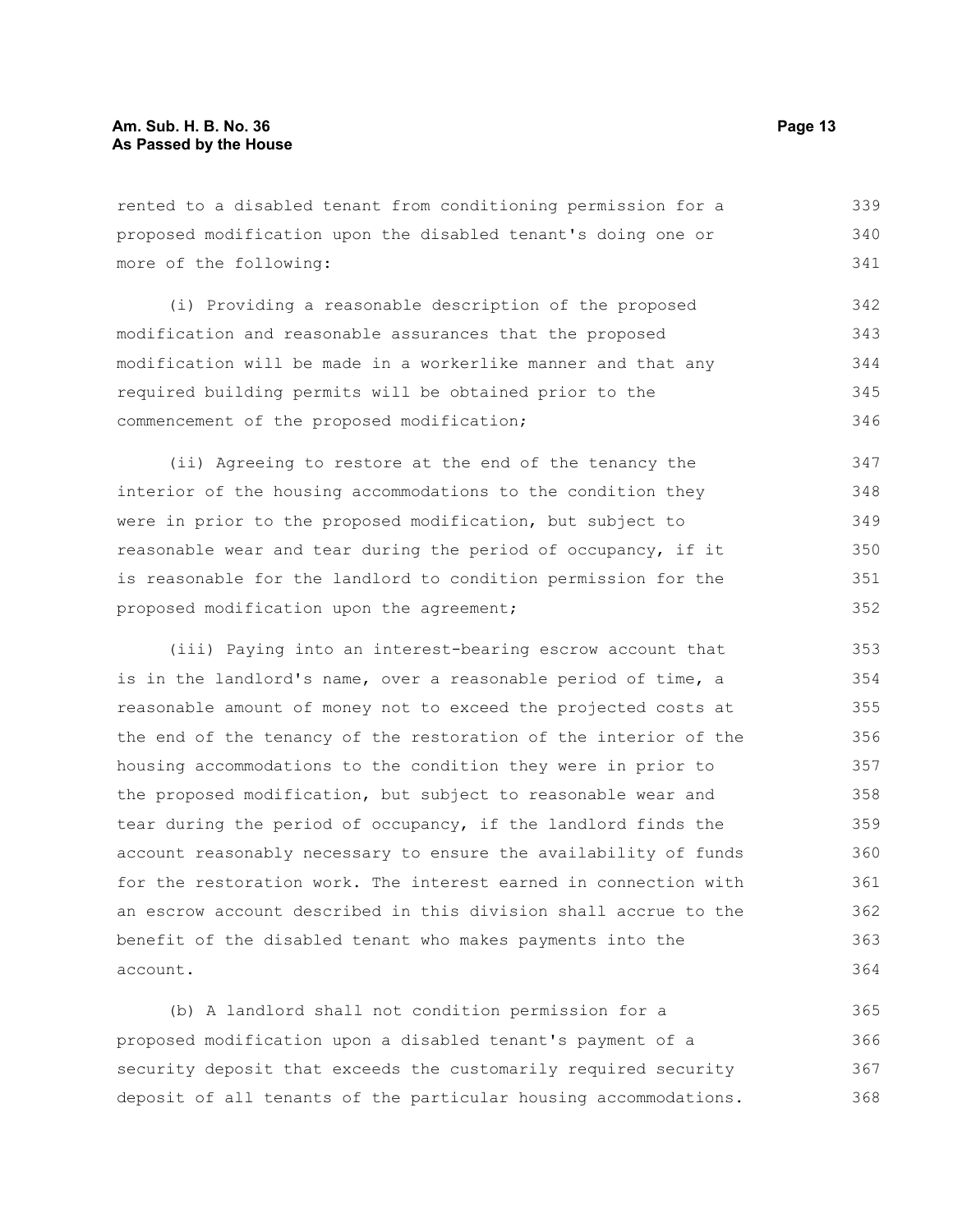rented to a disabled tenant from conditioning permission for a proposed modification upon the disabled tenant's doing one or more of the following:

(i) Providing a reasonable description of the proposed modification and reasonable assurances that the proposed modification will be made in a workerlike manner and that any required building permits will be obtained prior to the commencement of the proposed modification;

(ii) Agreeing to restore at the end of the tenancy the interior of the housing accommodations to the condition they were in prior to the proposed modification, but subject to reasonable wear and tear during the period of occupancy, if it is reasonable for the landlord to condition permission for the proposed modification upon the agreement;

(iii) Paying into an interest-bearing escrow account that is in the landlord's name, over a reasonable period of time, a reasonable amount of money not to exceed the projected costs at the end of the tenancy of the restoration of the interior of the housing accommodations to the condition they were in prior to the proposed modification, but subject to reasonable wear and tear during the period of occupancy, if the landlord finds the account reasonably necessary to ensure the availability of funds for the restoration work. The interest earned in connection with an escrow account described in this division shall accrue to the benefit of the disabled tenant who makes payments into the account.

(b) A landlord shall not condition permission for a proposed modification upon a disabled tenant's payment of a security deposit that exceeds the customarily required security deposit of all tenants of the particular housing accommodations.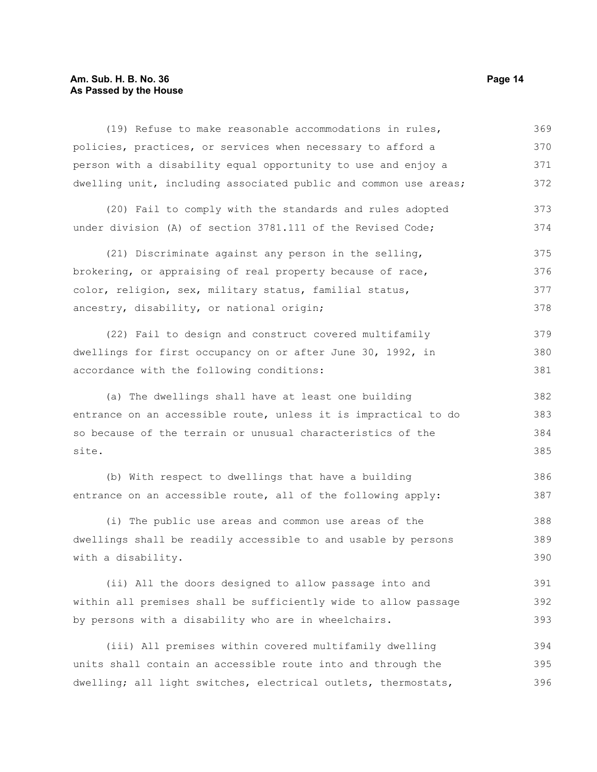(19) Refuse to make reasonable accommodations in rules, policies, practices, or services when necessary to afford a person with a disability equal opportunity to use and enjoy a dwelling unit, including associated public and common use areas;

(20) Fail to comply with the standards and rules adopted under division (A) of section 3781.111 of the Revised Code;

(21) Discriminate against any person in the selling, brokering, or appraising of real property because of race, color, religion, sex, military status, familial status, ancestry, disability, or national origin;

(22) Fail to design and construct covered multifamily dwellings for first occupancy on or after June 30, 1992, in accordance with the following conditions:

(a) The dwellings shall have at least one building entrance on an accessible route, unless it is impractical to do so because of the terrain or unusual characteristics of the site.

(b) With respect to dwellings that have a building entrance on an accessible route, all of the following apply:

(i) The public use areas and common use areas of the dwellings shall be readily accessible to and usable by persons with a disability.

(ii) All the doors designed to allow passage into and within all premises shall be sufficiently wide to allow passage by persons with a disability who are in wheelchairs.

(iii) All premises within covered multifamily dwelling units shall contain an accessible route into and through the dwelling; all light switches, electrical outlets, thermostats,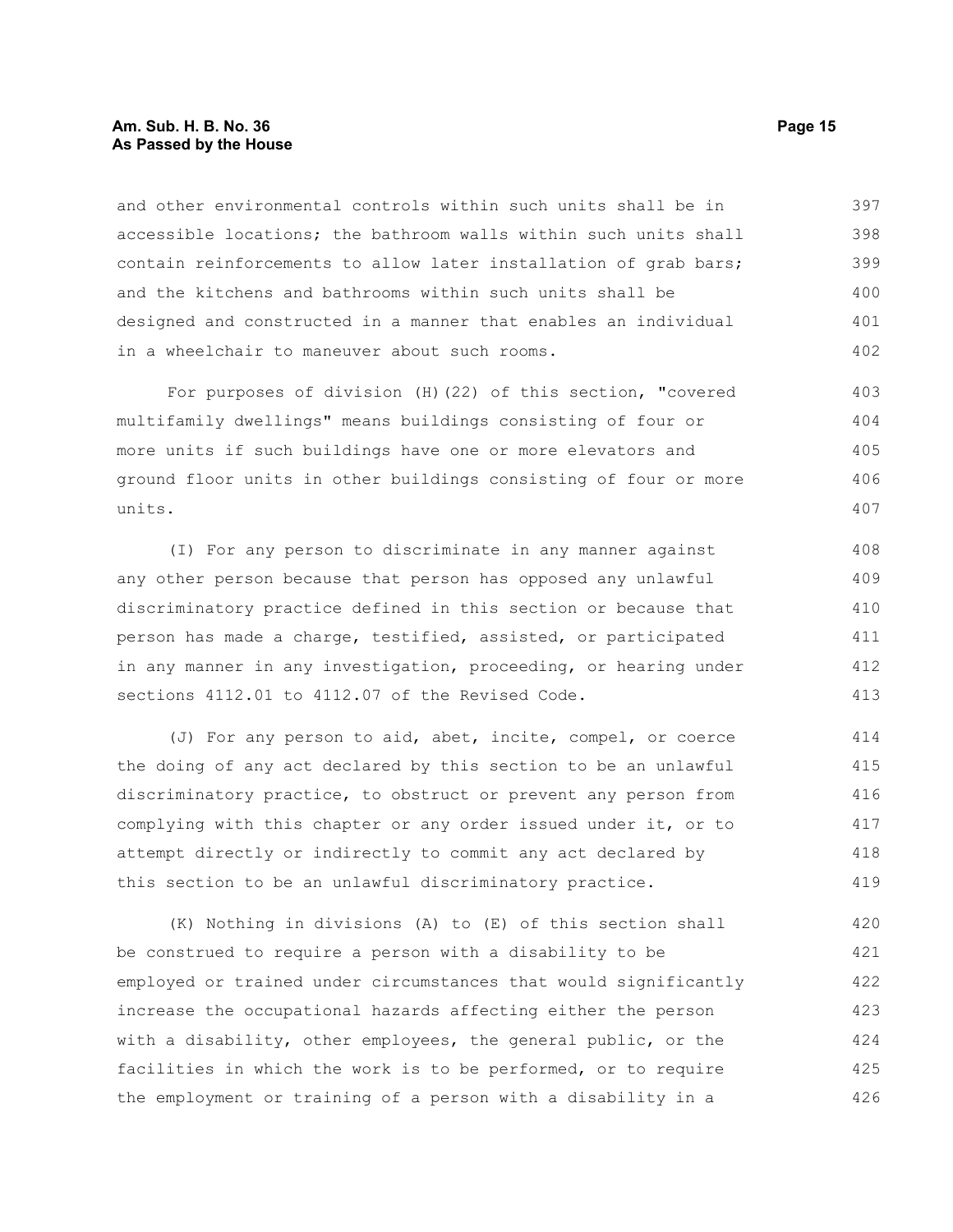and other environmental controls within such units shall be in accessible locations; the bathroom walls within such units shall contain reinforcements to allow later installation of grab bars; and the kitchens and bathrooms within such units shall be designed and constructed in a manner that enables an individual in a wheelchair to maneuver about such rooms.

For purposes of division (H)(22) of this section, "covered multifamily dwellings" means buildings consisting of four or more units if such buildings have one or more elevators and ground floor units in other buildings consisting of four or more units.

(I) For any person to discriminate in any manner against any other person because that person has opposed any unlawful discriminatory practice defined in this section or because that person has made a charge, testified, assisted, or participated in any manner in any investigation, proceeding, or hearing under sections 4112.01 to 4112.07 of the Revised Code.

(J) For any person to aid, abet, incite, compel, or coerce the doing of any act declared by this section to be an unlawful discriminatory practice, to obstruct or prevent any person from complying with this chapter or any order issued under it, or to attempt directly or indirectly to commit any act declared by this section to be an unlawful discriminatory practice.

(K) Nothing in divisions (A) to (E) of this section shall be construed to require a person with a disability to be employed or trained under circumstances that would significantly increase the occupational hazards affecting either the person with a disability, other employees, the general public, or the facilities in which the work is to be performed, or to require the employment or training of a person with a disability in a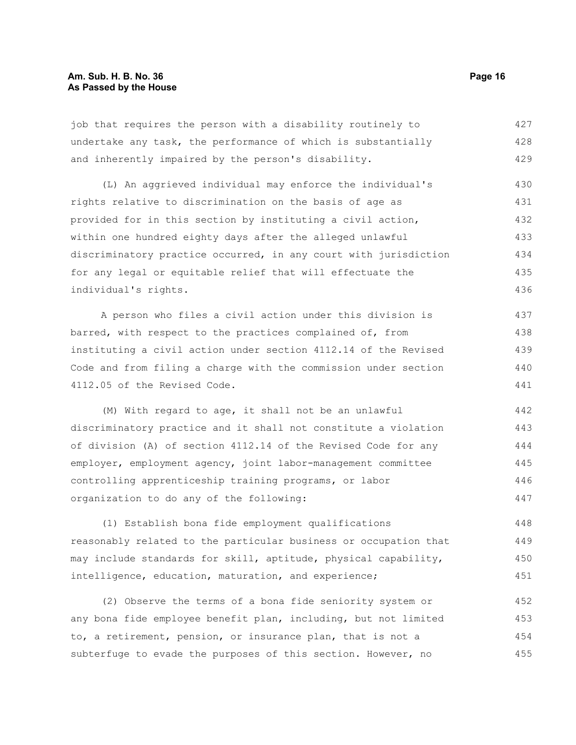job that requires the person with a disability routinely to undertake any task, the performance of which is substantially and inherently impaired by the person's disability.

(L) An aggrieved individual may enforce the individual's rights relative to discrimination on the basis of age as provided for in this section by instituting a civil action, within one hundred eighty days after the alleged unlawful discriminatory practice occurred, in any court with jurisdiction for any legal or equitable relief that will effectuate the individual's rights.

A person who files a civil action under this division is barred, with respect to the practices complained of, from instituting a civil action under section 4112.14 of the Revised Code and from filing a charge with the commission under section 4112.05 of the Revised Code.

(M) With regard to age, it shall not be an unlawful discriminatory practice and it shall not constitute a violation of division (A) of section 4112.14 of the Revised Code for any employer, employment agency, joint labor-management committee controlling apprenticeship training programs, or labor organization to do any of the following:

(1) Establish bona fide employment qualifications reasonably related to the particular business or occupation that may include standards for skill, aptitude, physical capability, intelligence, education, maturation, and experience;

(2) Observe the terms of a bona fide seniority system or any bona fide employee benefit plan, including, but not limited to, a retirement, pension, or insurance plan, that is not a subterfuge to evade the purposes of this section. However, no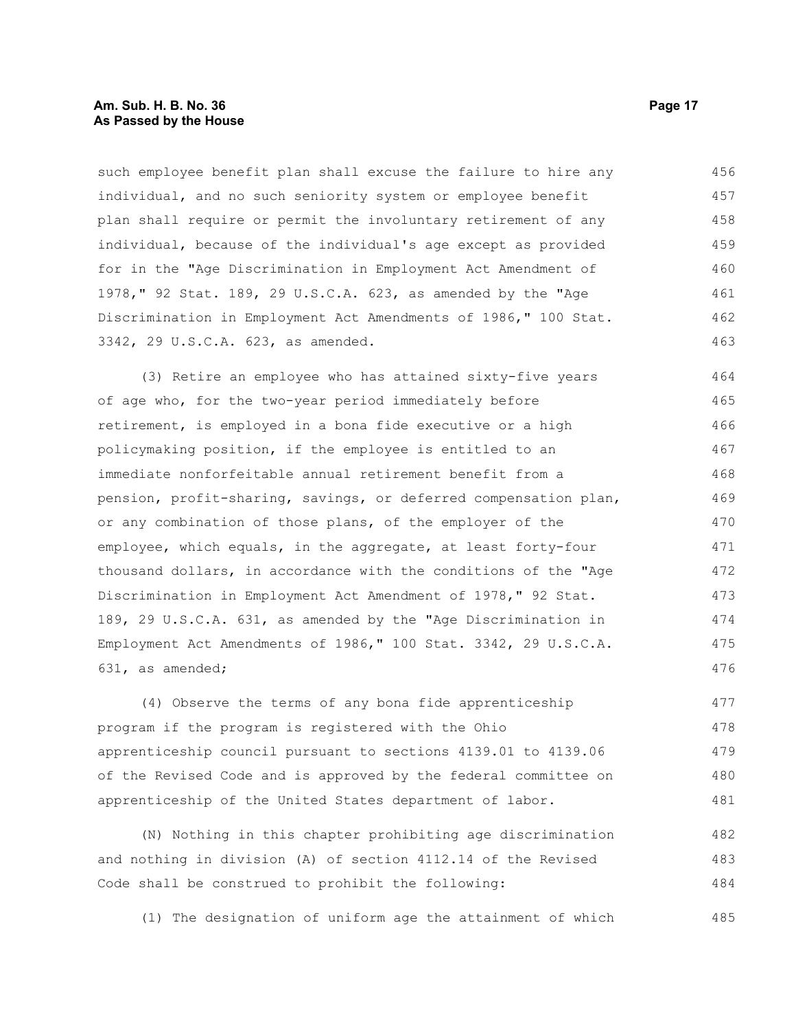such employee benefit plan shall excuse the failure to hire any individual, and no such seniority system or employee benefit plan shall require or permit the involuntary retirement of any individual, because of the individual's age except as provided for in the "Age Discrimination in Employment Act Amendment of 1978," 92 Stat. 189, 29 U.S.C.A. 623, as amended by the "Age Discrimination in Employment Act Amendments of 1986," 100 Stat. 3342, 29 U.S.C.A. 623, as amended.

(3) Retire an employee who has attained sixty-five years of age who, for the two-year period immediately before retirement, is employed in a bona fide executive or a high policymaking position, if the employee is entitled to an immediate nonforfeitable annual retirement benefit from a pension, profit-sharing, savings, or deferred compensation plan, or any combination of those plans, of the employer of the employee, which equals, in the aggregate, at least forty-four thousand dollars, in accordance with the conditions of the "Age Discrimination in Employment Act Amendment of 1978," 92 Stat. 189, 29 U.S.C.A. 631, as amended by the "Age Discrimination in Employment Act Amendments of 1986," 100 Stat. 3342, 29 U.S.C.A. 631, as amended;

(4) Observe the terms of any bona fide apprenticeship program if the program is registered with the Ohio apprenticeship council pursuant to sections 4139.01 to 4139.06 of the Revised Code and is approved by the federal committee on apprenticeship of the United States department of labor.

(N) Nothing in this chapter prohibiting age discrimination and nothing in division (A) of section 4112.14 of the Revised Code shall be construed to prohibit the following:

(1) The designation of uniform age the attainment of which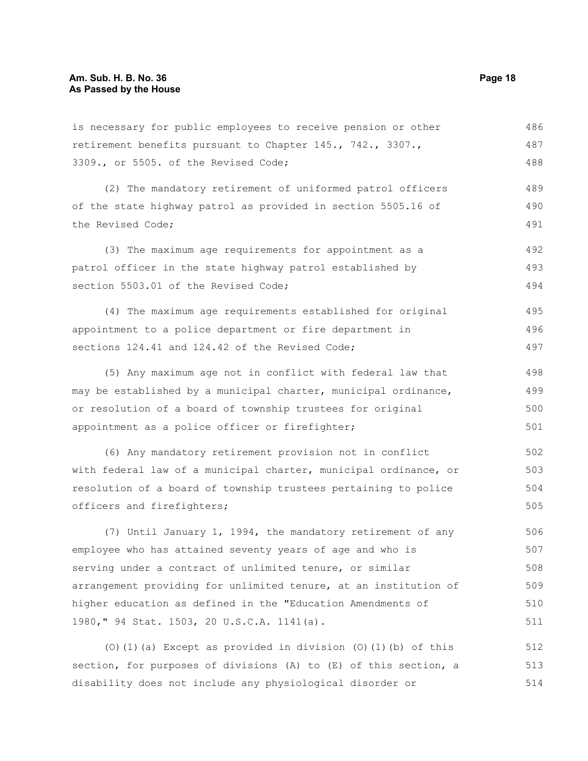is necessary for public employees to receive pension or other retirement benefits pursuant to Chapter 145., 742., 3307., 3309., or 5505. of the Revised Code;

(2) The mandatory retirement of uniformed patrol officers of the state highway patrol as provided in section 5505.16 of the Revised Code;

(3) The maximum age requirements for appointment as a patrol officer in the state highway patrol established by section 5503.01 of the Revised Code;

(4) The maximum age requirements established for original appointment to a police department or fire department in sections 124.41 and 124.42 of the Revised Code;

(5) Any maximum age not in conflict with federal law that may be established by a municipal charter, municipal ordinance, or resolution of a board of township trustees for original appointment as a police officer or firefighter;

(6) Any mandatory retirement provision not in conflict with federal law of a municipal charter, municipal ordinance, or resolution of a board of township trustees pertaining to police officers and firefighters;

(7) Until January 1, 1994, the mandatory retirement of any employee who has attained seventy years of age and who is serving under a contract of unlimited tenure, or similar arrangement providing for unlimited tenure, at an institution of higher education as defined in the "Education Amendments of 1980," 94 Stat. 1503, 20 U.S.C.A. 1141(a).

(O)(1)(a) Except as provided in division (O)(1)(b) of this section, for purposes of divisions (A) to (E) of this section, a disability does not include any physiological disorder or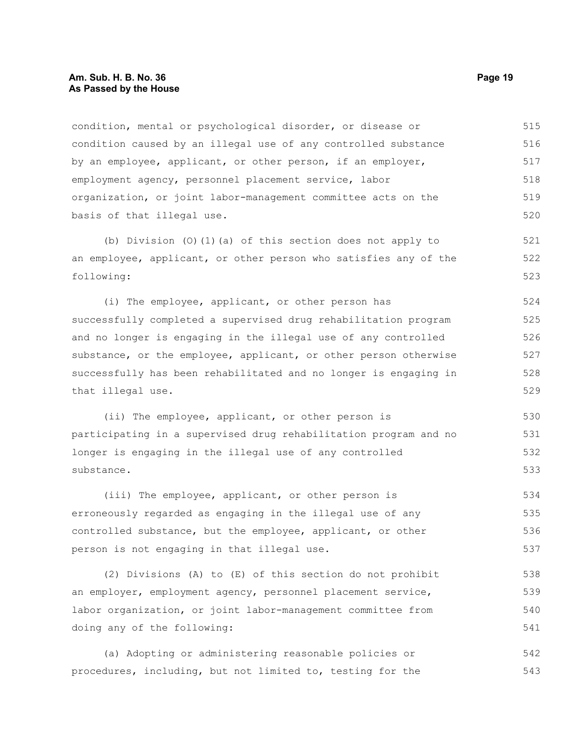condition, mental or psychological disorder, or disease or condition caused by an illegal use of any controlled substance by an employee, applicant, or other person, if an employer, employment agency, personnel placement service, labor organization, or joint labor-management committee acts on the basis of that illegal use.

(b) Division (O)(1)(a) of this section does not apply to an employee, applicant, or other person who satisfies any of the following:

(i) The employee, applicant, or other person has successfully completed a supervised drug rehabilitation program and no longer is engaging in the illegal use of any controlled substance, or the employee, applicant, or other person otherwise successfully has been rehabilitated and no longer is engaging in that illegal use.

(ii) The employee, applicant, or other person is participating in a supervised drug rehabilitation program and no longer is engaging in the illegal use of any controlled substance.

(iii) The employee, applicant, or other person is erroneously regarded as engaging in the illegal use of any controlled substance, but the employee, applicant, or other person is not engaging in that illegal use.

(2) Divisions (A) to (E) of this section do not prohibit an employer, employment agency, personnel placement service, labor organization, or joint labor-management committee from doing any of the following:

(a) Adopting or administering reasonable policies or procedures, including, but not limited to, testing for the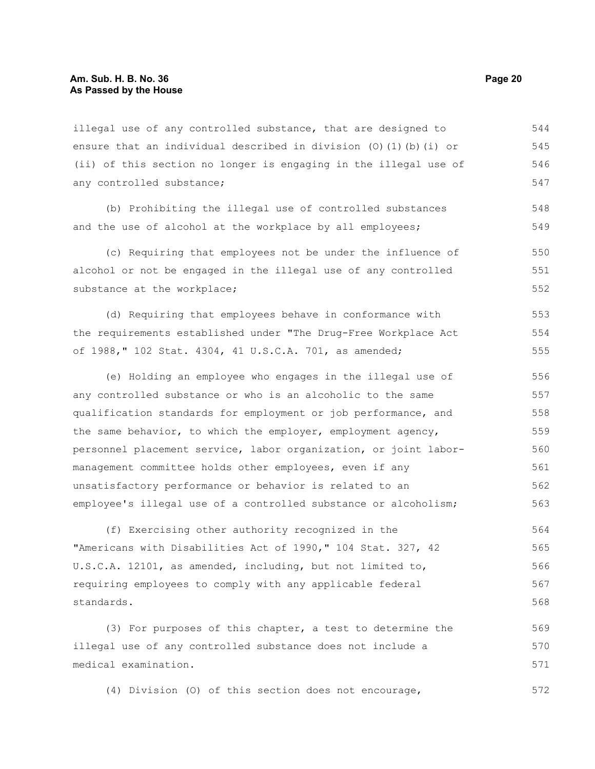illegal use of any controlled substance, that are designed to ensure that an individual described in division (O)(1)(b)(i) or (ii) of this section no longer is engaging in the illegal use of any controlled substance;

(b) Prohibiting the illegal use of controlled substances and the use of alcohol at the workplace by all employees;

(c) Requiring that employees not be under the influence of alcohol or not be engaged in the illegal use of any controlled substance at the workplace;

(d) Requiring that employees behave in conformance with the requirements established under "The Drug-Free Workplace Act of 1988," 102 Stat. 4304, 41 U.S.C.A. 701, as amended;

(e) Holding an employee who engages in the illegal use of any controlled substance or who is an alcoholic to the same qualification standards for employment or job performance, and the same behavior, to which the employer, employment agency, personnel placement service, labor organization, or joint labor-management committee holds other employees, even if any unsatisfactory performance or behavior is related to an employee's illegal use of a controlled substance or alcoholism;

(f) Exercising other authority recognized in the "Americans with Disabilities Act of 1990," 104 Stat. 327, 42 U.S.C.A. 12101, as amended, including, but not limited to, requiring employees to comply with any applicable federal standards.

(3) For purposes of this chapter, a test to determine the illegal use of any controlled substance does not include a medical examination.

(4) Division (O) of this section does not encourage,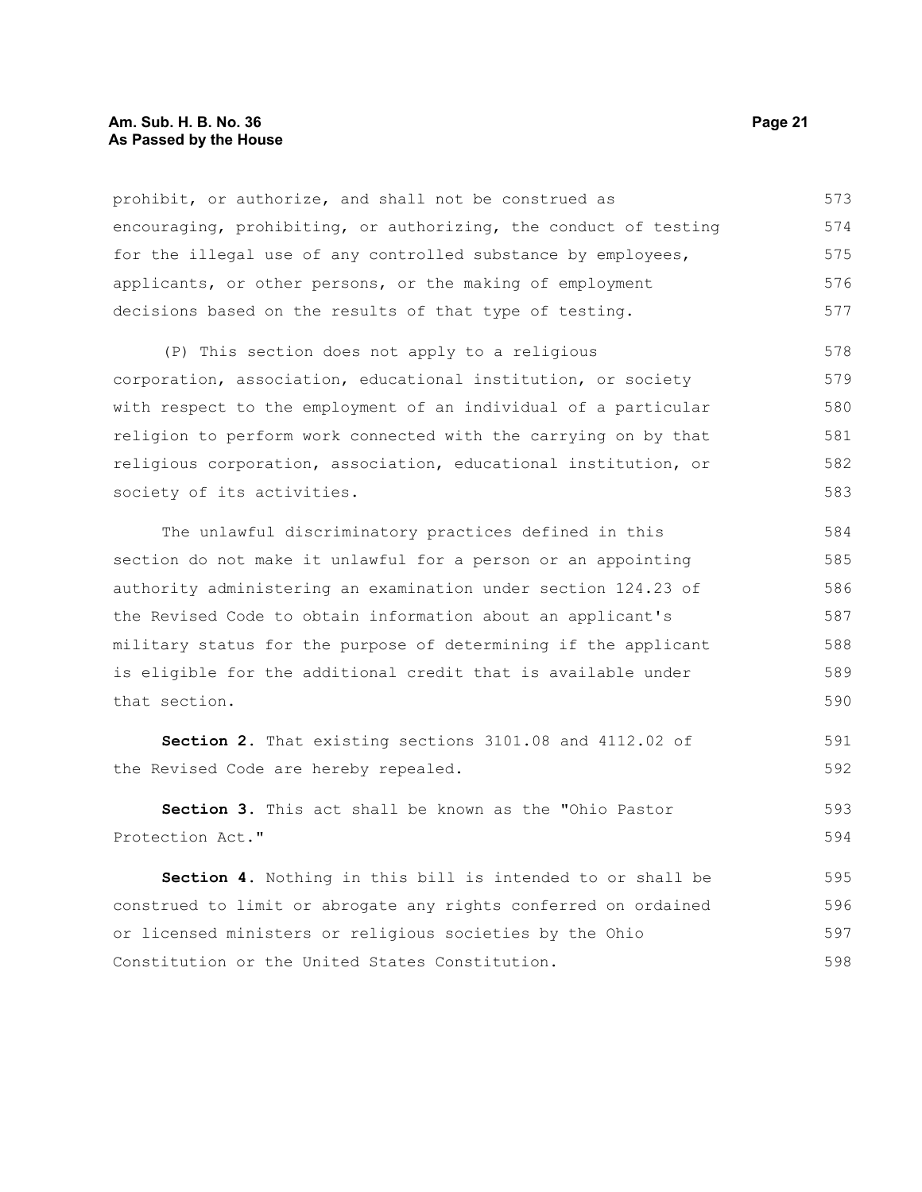prohibit, or authorize, and shall not be construed as encouraging, prohibiting, or authorizing, the conduct of testing for the illegal use of any controlled substance by employees, applicants, or other persons, or the making of employment decisions based on the results of that type of testing.

(P) This section does not apply to a religious corporation, association, educational institution, or society with respect to the employment of an individual of a particular religion to perform work connected with the carrying on by that religious corporation, association, educational institution, or society of its activities.

The unlawful discriminatory practices defined in this section do not make it unlawful for a person or an appointing authority administering an examination under section 124.23 of the Revised Code to obtain information about an applicant's military status for the purpose of determining if the applicant is eligible for the additional credit that is available under that section.

**Section 2.** That existing sections 3101.08 and 4112.02 of the Revised Code are hereby repealed.

**Section 3.** This act shall be known as the "Ohio Pastor Protection Act."

**Section 4.** Nothing in this bill is intended to or shall be construed to limit or abrogate any rights conferred on ordained or licensed ministers or religious societies by the Ohio Constitution or the United States Constitution.